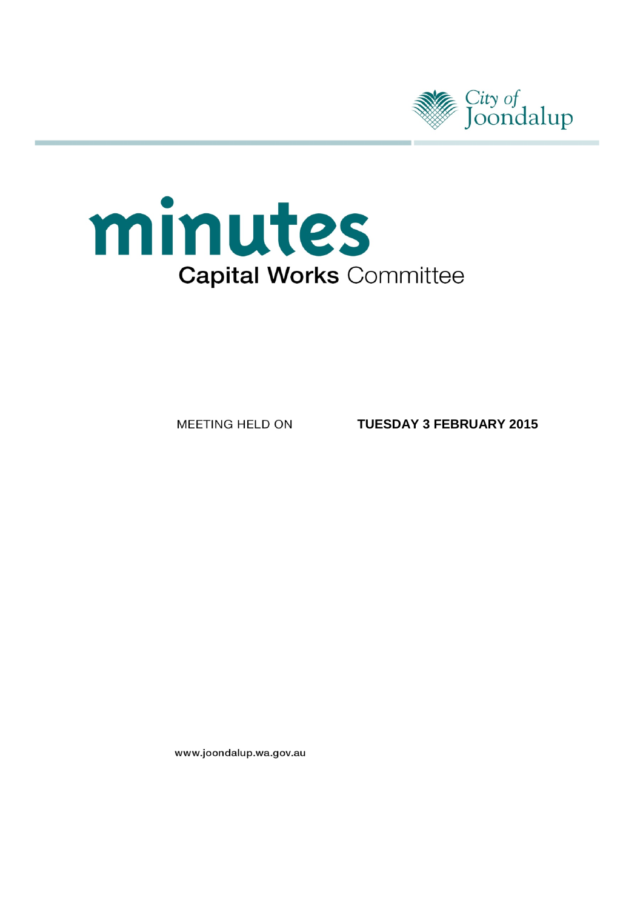City of Joondalup

# minutes

## Capital Works Committee

MEETING HELD ON **TUESDAY 3 FEBRUARY 2015**

www.joondalup.wa.gov.au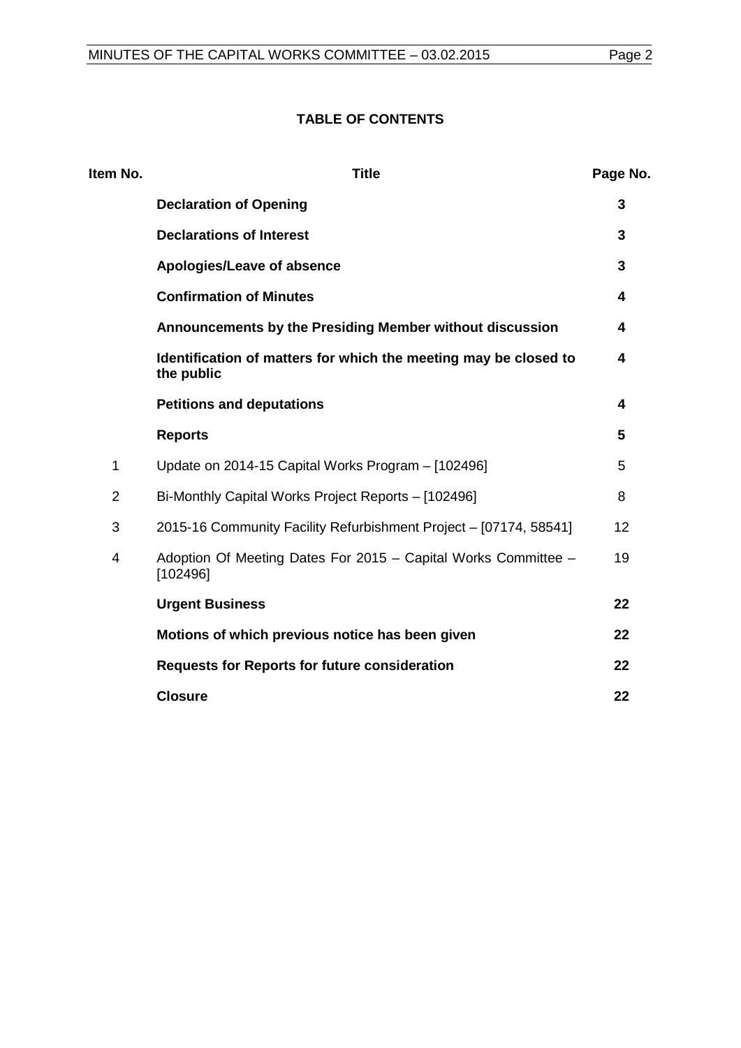**TABLE OF CONTENTS**

| Item No. | Title | Page No. |
|---|---|---|
| | **Declaration of Opening** | **3** |
| | **Declarations of Interest** | **3** |
| | **Apologies/Leave of absence** | **3** |
| | **Confirmation of Minutes** | **4** |
| | **Announcements by the Presiding Member without discussion** | **4** |
| | **Identification of matters for which the meeting may be closed to the public** | **4** |
| | **Petitions and deputations** | **4** |
| | **Reports** | **5** |
| 1 | Update on 2014-15 Capital Works Program – [102496] | 5 |
| 2 | Bi-Monthly Capital Works Project Reports – [102496] | 8 |
| 3 | 2015-16 Community Facility Refurbishment Project – [07174, 58541] | 12 |
| 4 | Adoption Of Meeting Dates For 2015 – Capital Works Committee – [102496] | 19 |
| | **Urgent Business** | **22** |
| | **Motions of which previous notice has been given** | **22** |
| | **Requests for Reports for future consideration** | **22** |
| | **Closure** | **22** |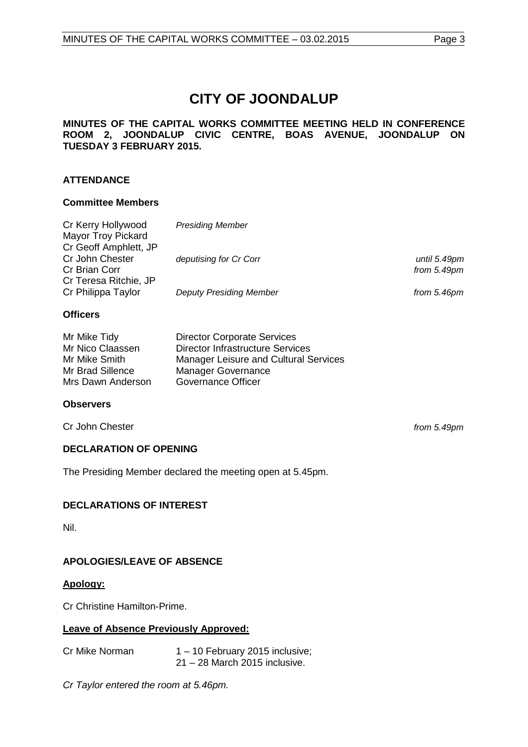# CITY OF JOONDALUP

**MINUTES OF THE CAPITAL WORKS COMMITTEE MEETING HELD IN CONFERENCE ROOM 2, JOONDALUP CIVIC CENTRE, BOAS AVENUE, JOONDALUP ON TUESDAY 3 FEBRUARY 2015.**

## ATTENDANCE

### Committee Members

| | | |
|---|---|---|
| Cr Kerry Hollywood | *Presiding Member* | |
| Mayor Troy Pickard | | |
| Cr Geoff Amphlett, JP | | |
| Cr John Chester | *deputising for Cr Corr* | *until 5.49pm* |
| Cr Brian Corr | | *from 5.49pm* |
| Cr Teresa Ritchie, JP | | |
| Cr Philippa Taylor | *Deputy Presiding Member* | *from 5.46pm* |

### Officers

| | |
|---|---|
| Mr Mike Tidy | Director Corporate Services |
| Mr Nico Claassen | Director Infrastructure Services |
| Mr Mike Smith | Manager Leisure and Cultural Services |
| Mr Brad Sillence | Manager Governance |
| Mrs Dawn Anderson | Governance Officer |

### Observers

| | |
|---|---|
| Cr John Chester | *from 5.49pm* |

## DECLARATION OF OPENING

The Presiding Member declared the meeting open at 5.45pm.

## DECLARATIONS OF INTEREST

Nil.

## APOLOGIES/LEAVE OF ABSENCE

**Apology:**

Cr Christine Hamilton-Prime.

**Leave of Absence Previously Approved:**

Cr Mike Norman 1 – 10 February 2015 inclusive;
21 – 28 March 2015 inclusive.

*Cr Taylor entered the room at 5.46pm.*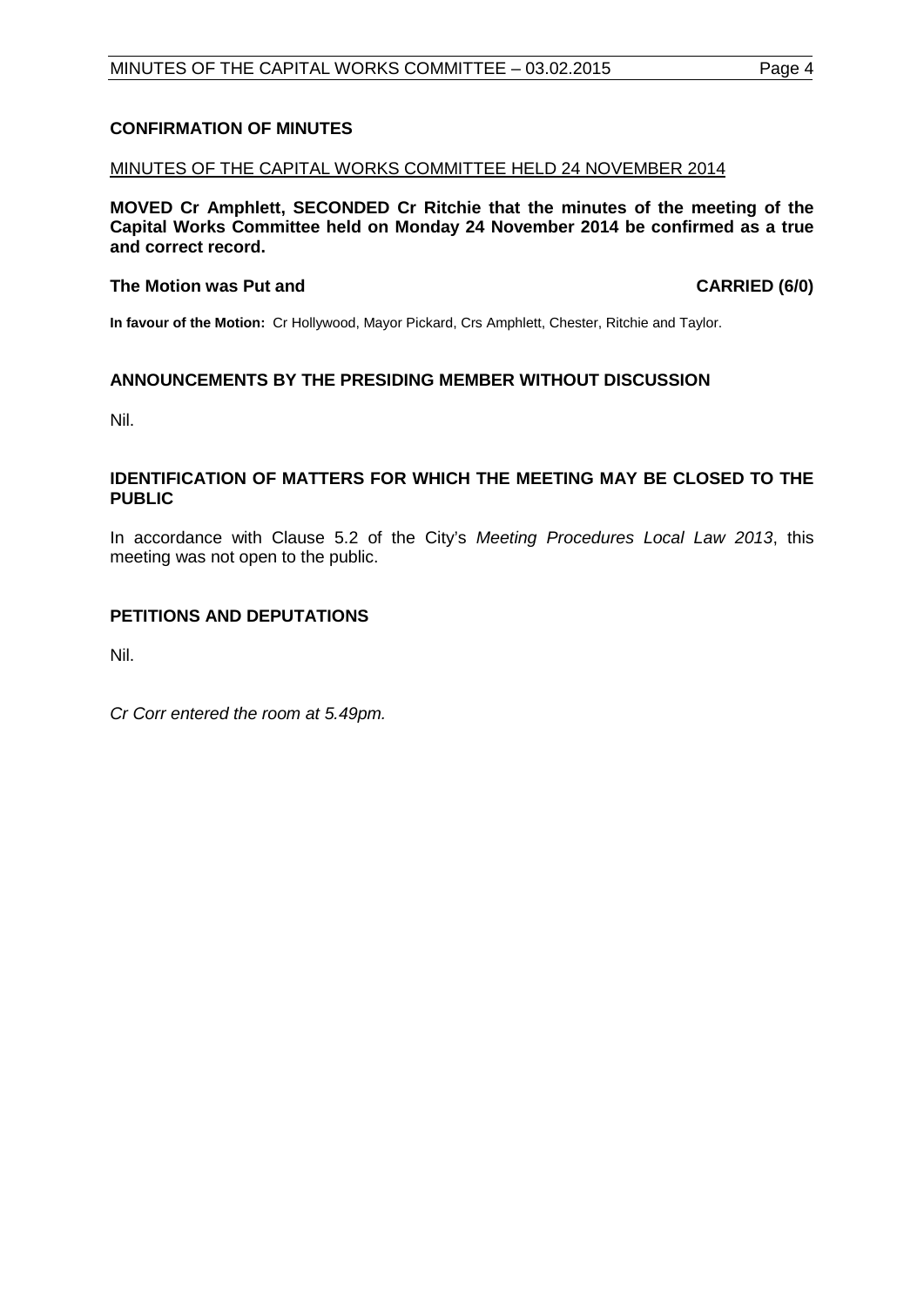## CONFIRMATION OF MINUTES

<u>MINUTES OF THE CAPITAL WORKS COMMITTEE HELD 24 NOVEMBER 2014</u>

**MOVED Cr Amphlett, SECONDED Cr Ritchie that the minutes of the meeting of the Capital Works Committee held on Monday 24 November 2014 be confirmed as a true and correct record.**

**The Motion was Put and CARRIED (6/0)**

**In favour of the Motion:** Cr Hollywood, Mayor Pickard, Crs Amphlett, Chester, Ritchie and Taylor.

## ANNOUNCEMENTS BY THE PRESIDING MEMBER WITHOUT DISCUSSION

Nil.

## IDENTIFICATION OF MATTERS FOR WHICH THE MEETING MAY BE CLOSED TO THE PUBLIC

In accordance with Clause 5.2 of the City's *Meeting Procedures Local Law 2013*, this meeting was not open to the public.

## PETITIONS AND DEPUTATIONS

Nil.

*Cr Corr entered the room at 5.49pm.*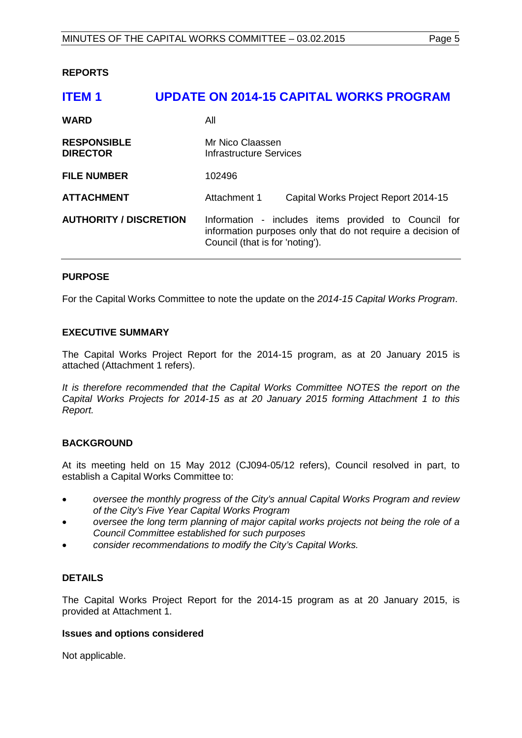## REPORTS

# ITEM 1 UPDATE ON 2014-15 CAPITAL WORKS PROGRAM

| | | |
|---|---|---|
| **WARD** | All | |
| **RESPONSIBLE DIRECTOR** | Mr Nico Claassen<br>Infrastructure Services | |
| **FILE NUMBER** | 102496 | |
| **ATTACHMENT** | Attachment 1 | Capital Works Project Report 2014-15 |
| **AUTHORITY / DISCRETION** | Information - includes items provided to Council for information purposes only that do not require a decision of Council (that is for 'noting'). | |

### PURPOSE

For the Capital Works Committee to note the update on the *2014-15 Capital Works Program*.

### EXECUTIVE SUMMARY

The Capital Works Project Report for the 2014-15 program, as at 20 January 2015 is attached (Attachment 1 refers).

*It is therefore recommended that the Capital Works Committee NOTES the report on the Capital Works Projects for 2014-15 as at 20 January 2015 forming Attachment 1 to this Report.*

### BACKGROUND

At its meeting held on 15 May 2012 (CJ094-05/12 refers), Council resolved in part, to establish a Capital Works Committee to:

- *oversee the monthly progress of the City's annual Capital Works Program and review of the City's Five Year Capital Works Program*
- *oversee the long term planning of major capital works projects not being the role of a Council Committee established for such purposes*
- *consider recommendations to modify the City's Capital Works.*

### DETAILS

The Capital Works Project Report for the 2014-15 program as at 20 January 2015, is provided at Attachment 1.

#### Issues and options considered

Not applicable.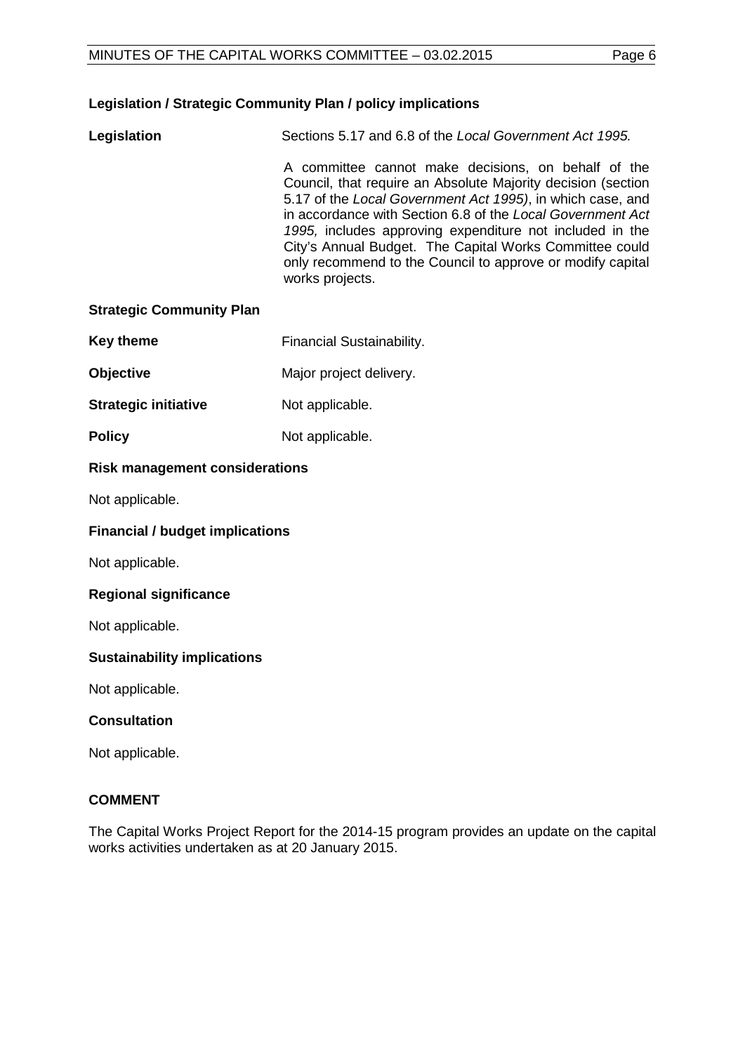**Legislation / Strategic Community Plan / policy implications**

| | |
|---|---|
| **Legislation** | Sections 5.17 and 6.8 of the *Local Government Act 1995.* |
| | A committee cannot make decisions, on behalf of the Council, that require an Absolute Majority decision (section 5.17 of the *Local Government Act 1995)*, in which case, and in accordance with Section 6.8 of the *Local Government Act 1995,* includes approving expenditure not included in the City's Annual Budget. The Capital Works Committee could only recommend to the Council to approve or modify capital works projects. |

**Strategic Community Plan**

| | |
|---|---|
| **Key theme** | Financial Sustainability. |
| **Objective** | Major project delivery. |
| **Strategic initiative** | Not applicable. |
| **Policy** | Not applicable. |

**Risk management considerations**

Not applicable.

**Financial / budget implications**

Not applicable.

**Regional significance**

Not applicable.

**Sustainability implications**

Not applicable.

**Consultation**

Not applicable.

**COMMENT**

The Capital Works Project Report for the 2014-15 program provides an update on the capital works activities undertaken as at 20 January 2015.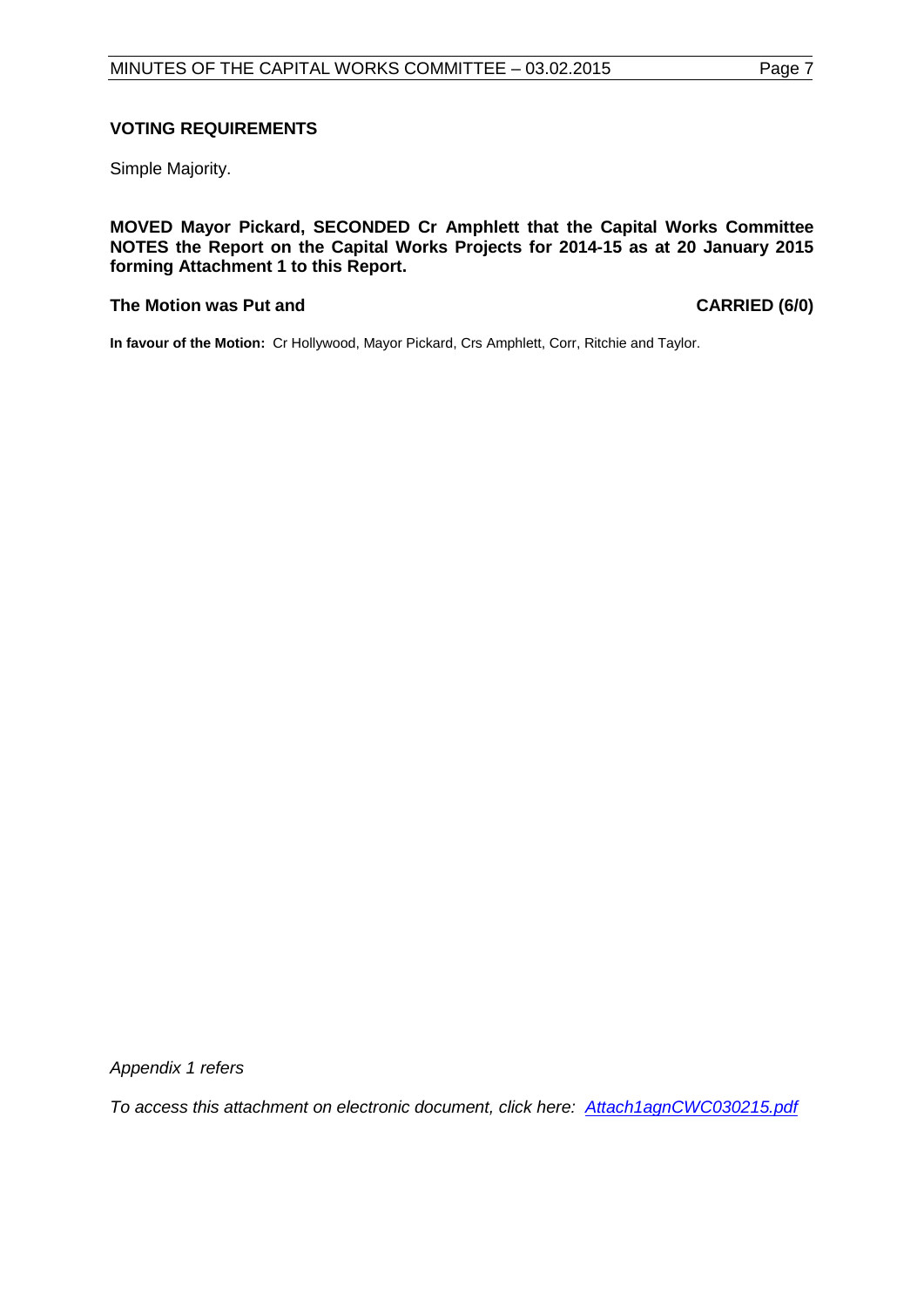**VOTING REQUIREMENTS**

Simple Majority.

**MOVED Mayor Pickard, SECONDED Cr Amphlett that the Capital Works Committee NOTES the Report on the Capital Works Projects for 2014-15 as at 20 January 2015 forming Attachment 1 to this Report.**

**The Motion was Put and** **CARRIED (6/0)**

**In favour of the Motion:** Cr Hollywood, Mayor Pickard, Crs Amphlett, Corr, Ritchie and Taylor.

*Appendix 1 refers*

*To access this attachment on electronic document, click here: Attach1agnCWC030215.pdf*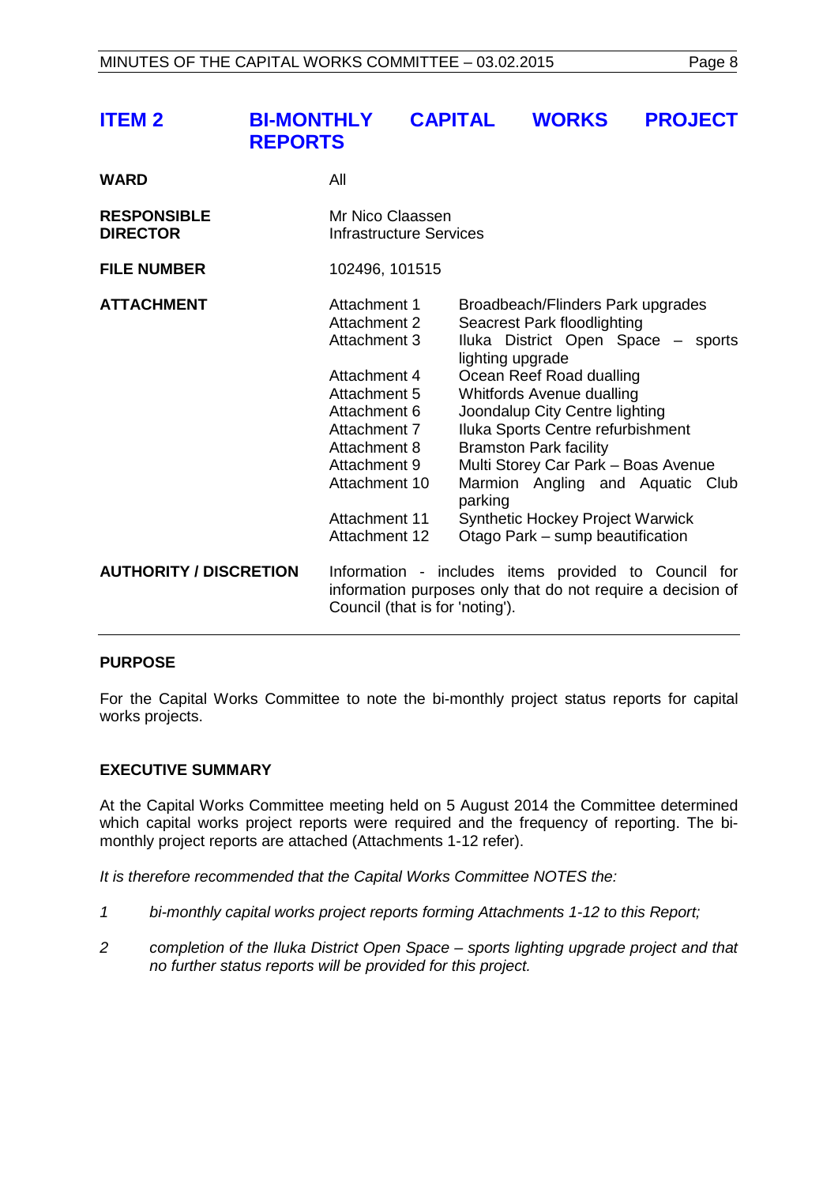## ITEM 2 BI-MONTHLY CAPITAL WORKS PROJECT REPORTS

| | | |
|---|---|---|
| **WARD** | All | |
| **RESPONSIBLE DIRECTOR** | Mr Nico Claassen<br>Infrastructure Services | |
| **FILE NUMBER** | 102496, 101515 | |
| **ATTACHMENT** | Attachment 1 | Broadbeach/Flinders Park upgrades |
| | Attachment 2 | Seacrest Park floodlighting |
| | Attachment 3 | Iluka District Open Space – sports lighting upgrade |
| | Attachment 4 | Ocean Reef Road dualling |
| | Attachment 5 | Whitfords Avenue dualling |
| | Attachment 6 | Joondalup City Centre lighting |
| | Attachment 7 | Iluka Sports Centre refurbishment |
| | Attachment 8 | Bramston Park facility |
| | Attachment 9 | Multi Storey Car Park – Boas Avenue |
| | Attachment 10 | Marmion Angling and Aquatic Club parking |
| | Attachment 11 | Synthetic Hockey Project Warwick |
| | Attachment 12 | Otago Park – sump beautification |
| **AUTHORITY / DISCRETION** | Information - includes items provided to Council for information purposes only that do not require a decision of Council (that is for 'noting'). | |

### PURPOSE

For the Capital Works Committee to note the bi-monthly project status reports for capital works projects.

### EXECUTIVE SUMMARY

At the Capital Works Committee meeting held on 5 August 2014 the Committee determined which capital works project reports were required and the frequency of reporting. The bi-monthly project reports are attached (Attachments 1-12 refer).

*It is therefore recommended that the Capital Works Committee NOTES the:*

1. *bi-monthly capital works project reports forming Attachments 1-12 to this Report;*
2. *completion of the Iluka District Open Space – sports lighting upgrade project and that no further status reports will be provided for this project.*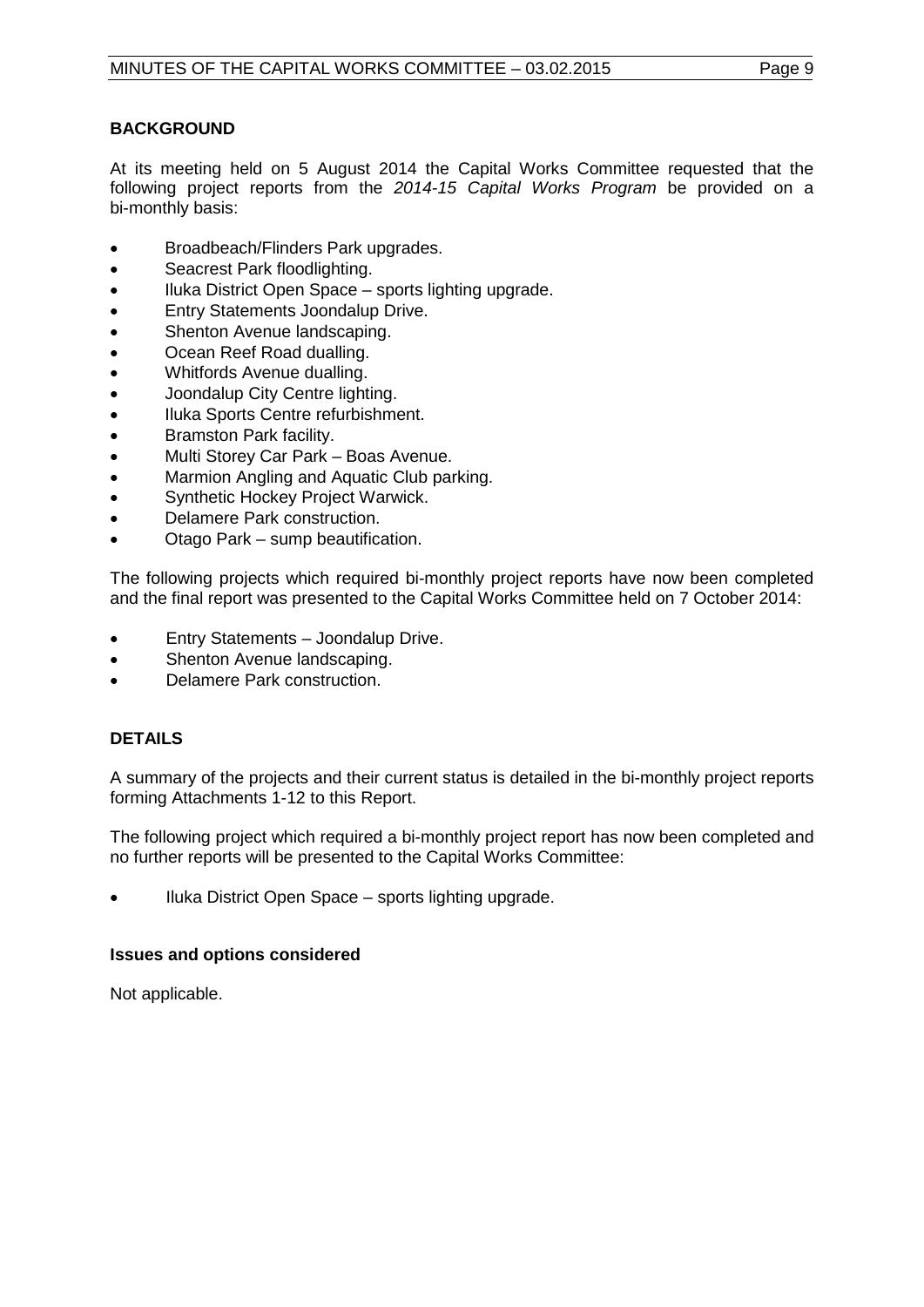## BACKGROUND

At its meeting held on 5 August 2014 the Capital Works Committee requested that the following project reports from the *2014-15 Capital Works Program* be provided on a bi-monthly basis:

- Broadbeach/Flinders Park upgrades.
- Seacrest Park floodlighting.
- Iluka District Open Space – sports lighting upgrade.
- Entry Statements Joondalup Drive.
- Shenton Avenue landscaping.
- Ocean Reef Road dualling.
- Whitfords Avenue dualling.
- Joondalup City Centre lighting.
- Iluka Sports Centre refurbishment.
- Bramston Park facility.
- Multi Storey Car Park – Boas Avenue.
- Marmion Angling and Aquatic Club parking.
- Synthetic Hockey Project Warwick.
- Delamere Park construction.
- Otago Park – sump beautification.

The following projects which required bi-monthly project reports have now been completed and the final report was presented to the Capital Works Committee held on 7 October 2014:

- Entry Statements – Joondalup Drive.
- Shenton Avenue landscaping.
- Delamere Park construction.

## DETAILS

A summary of the projects and their current status is detailed in the bi-monthly project reports forming Attachments 1-12 to this Report.

The following project which required a bi-monthly project report has now been completed and no further reports will be presented to the Capital Works Committee:

- Iluka District Open Space – sports lighting upgrade.

### Issues and options considered

Not applicable.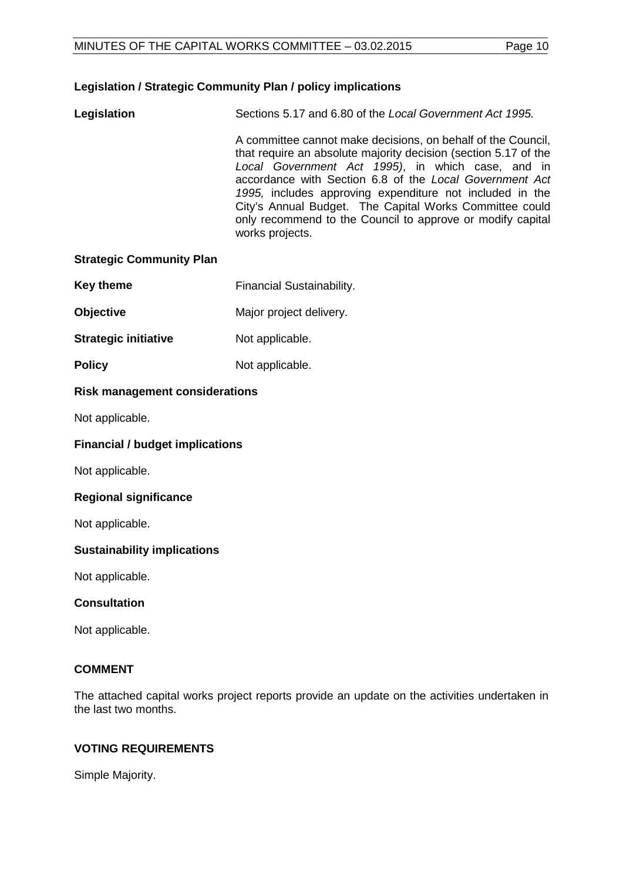### Legislation / Strategic Community Plan / policy implications

**Legislation** Sections 5.17 and 6.80 of the *Local Government Act 1995.*

A committee cannot make decisions, on behalf of the Council, that require an absolute majority decision (section 5.17 of the *Local Government Act 1995)*, in which case, and in accordance with Section 6.8 of the *Local Government Act 1995,* includes approving expenditure not included in the City's Annual Budget. The Capital Works Committee could only recommend to the Council to approve or modify capital works projects.

**Strategic Community Plan**

**Key theme** Financial Sustainability.

**Objective** Major project delivery.

**Strategic initiative** Not applicable.

**Policy** Not applicable.

**Risk management considerations**

Not applicable.

**Financial / budget implications**

Not applicable.

**Regional significance**

Not applicable.

**Sustainability implications**

Not applicable.

**Consultation**

Not applicable.

## COMMENT

The attached capital works project reports provide an update on the activities undertaken in the last two months.

## VOTING REQUIREMENTS

Simple Majority.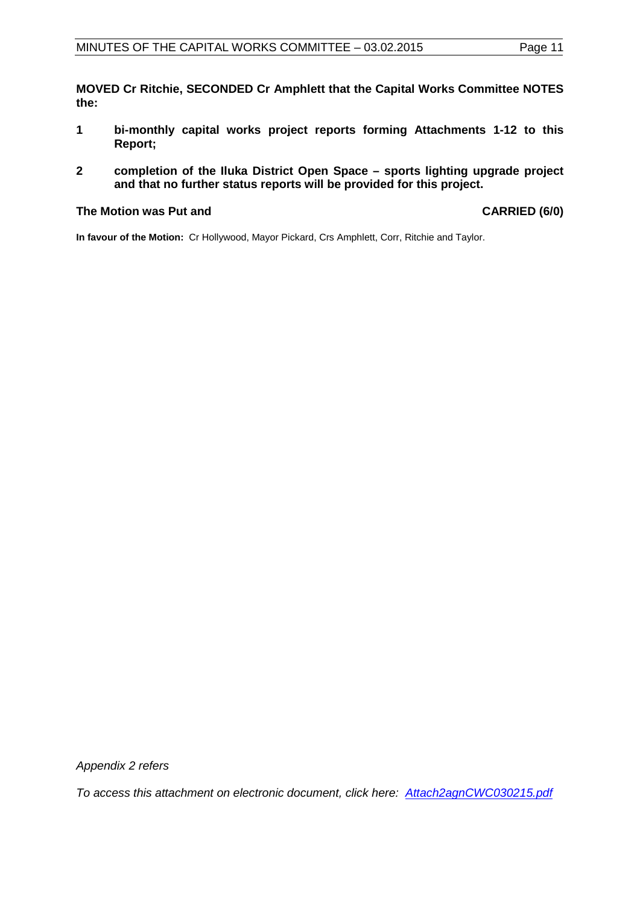**MOVED Cr Ritchie, SECONDED Cr Amphlett that the Capital Works Committee NOTES the:**

1. **bi-monthly capital works project reports forming Attachments 1-12 to this Report;**
2. **completion of the Iluka District Open Space – sports lighting upgrade project and that no further status reports will be provided for this project.**

**The Motion was Put and CARRIED (6/0)**

**In favour of the Motion:** Cr Hollywood, Mayor Pickard, Crs Amphlett, Corr, Ritchie and Taylor.

*Appendix 2 refers*

*To access this attachment on electronic document, click here: Attach2agnCWC030215.pdf*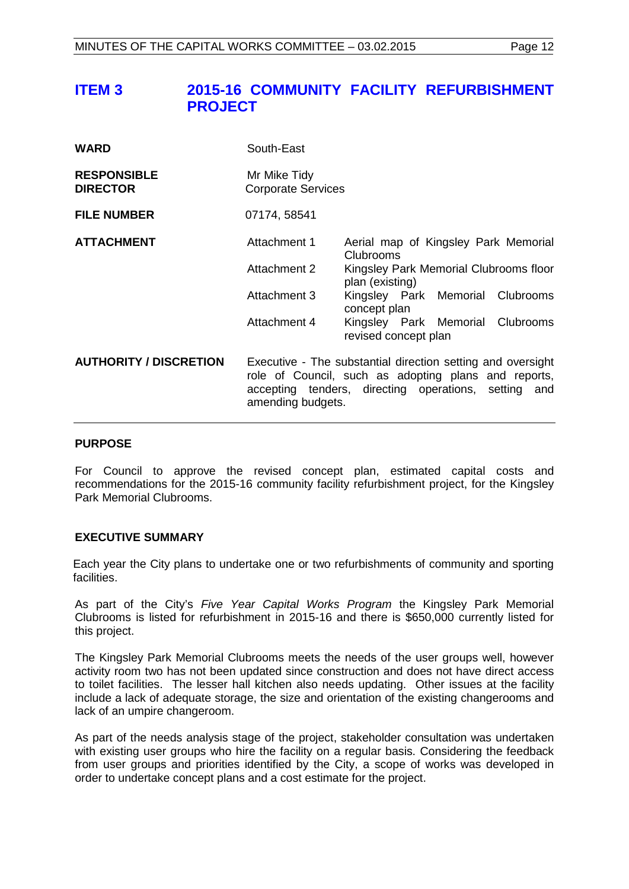# ITEM 3 2015-16 COMMUNITY FACILITY REFURBISHMENT PROJECT

| | | |
|---|---|---|
| **WARD** | South-East | |
| **RESPONSIBLE DIRECTOR** | Mr Mike Tidy<br>Corporate Services | |
| **FILE NUMBER** | 07174, 58541 | |
| **ATTACHMENT** | Attachment 1 | Aerial map of Kingsley Park Memorial Clubrooms |
| | Attachment 2 | Kingsley Park Memorial Clubrooms floor plan (existing) |
| | Attachment 3 | Kingsley Park Memorial Clubrooms concept plan |
| | Attachment 4 | Kingsley Park Memorial Clubrooms revised concept plan |
| **AUTHORITY / DISCRETION** | Executive - The substantial direction setting and oversight role of Council, such as adopting plans and reports, accepting tenders, directing operations, setting and amending budgets. | |

## PURPOSE

For Council to approve the revised concept plan, estimated capital costs and recommendations for the 2015-16 community facility refurbishment project, for the Kingsley Park Memorial Clubrooms.

## EXECUTIVE SUMMARY

Each year the City plans to undertake one or two refurbishments of community and sporting facilities.

As part of the City's *Five Year Capital Works Program* the Kingsley Park Memorial Clubrooms is listed for refurbishment in 2015-16 and there is $650,000 currently listed for this project.

The Kingsley Park Memorial Clubrooms meets the needs of the user groups well, however activity room two has not been updated since construction and does not have direct access to toilet facilities. The lesser hall kitchen also needs updating. Other issues at the facility include a lack of adequate storage, the size and orientation of the existing changerooms and lack of an umpire changeroom.

As part of the needs analysis stage of the project, stakeholder consultation was undertaken with existing user groups who hire the facility on a regular basis. Considering the feedback from user groups and priorities identified by the City, a scope of works was developed in order to undertake concept plans and a cost estimate for the project.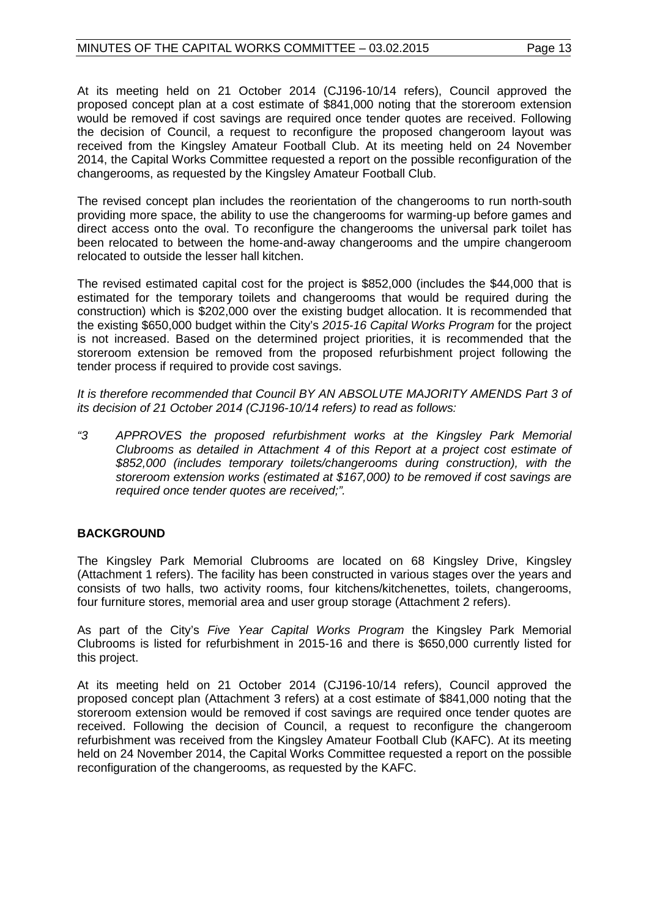At its meeting held on 21 October 2014 (CJ196-10/14 refers), Council approved the proposed concept plan at a cost estimate of $841,000 noting that the storeroom extension would be removed if cost savings are required once tender quotes are received. Following the decision of Council, a request to reconfigure the proposed changeroom layout was received from the Kingsley Amateur Football Club. At its meeting held on 24 November 2014, the Capital Works Committee requested a report on the possible reconfiguration of the changerooms, as requested by the Kingsley Amateur Football Club.

The revised concept plan includes the reorientation of the changerooms to run north-south providing more space, the ability to use the changerooms for warming-up before games and direct access onto the oval. To reconfigure the changerooms the universal park toilet has been relocated to between the home-and-away changerooms and the umpire changeroom relocated to outside the lesser hall kitchen.

The revised estimated capital cost for the project is $852,000 (includes the $44,000 that is estimated for the temporary toilets and changerooms that would be required during the construction) which is $202,000 over the existing budget allocation. It is recommended that the existing $650,000 budget within the City's *2015-16 Capital Works Program* for the project is not increased. Based on the determined project priorities, it is recommended that the storeroom extension be removed from the proposed refurbishment project following the tender process if required to provide cost savings.

*It is therefore recommended that Council BY AN ABSOLUTE MAJORITY AMENDS Part 3 of its decision of 21 October 2014 (CJ196-10/14 refers) to read as follows:*

*"3 APPROVES the proposed refurbishment works at the Kingsley Park Memorial Clubrooms as detailed in Attachment 4 of this Report at a project cost estimate of $852,000 (includes temporary toilets/changerooms during construction), with the storeroom extension works (estimated at $167,000) to be removed if cost savings are required once tender quotes are received;".*

## BACKGROUND

The Kingsley Park Memorial Clubrooms are located on 68 Kingsley Drive, Kingsley (Attachment 1 refers). The facility has been constructed in various stages over the years and consists of two halls, two activity rooms, four kitchens/kitchenettes, toilets, changerooms, four furniture stores, memorial area and user group storage (Attachment 2 refers).

As part of the City's *Five Year Capital Works Program* the Kingsley Park Memorial Clubrooms is listed for refurbishment in 2015-16 and there is $650,000 currently listed for this project.

At its meeting held on 21 October 2014 (CJ196-10/14 refers), Council approved the proposed concept plan (Attachment 3 refers) at a cost estimate of $841,000 noting that the storeroom extension would be removed if cost savings are required once tender quotes are received. Following the decision of Council, a request to reconfigure the changeroom refurbishment was received from the Kingsley Amateur Football Club (KAFC). At its meeting held on 24 November 2014, the Capital Works Committee requested a report on the possible reconfiguration of the changerooms, as requested by the KAFC.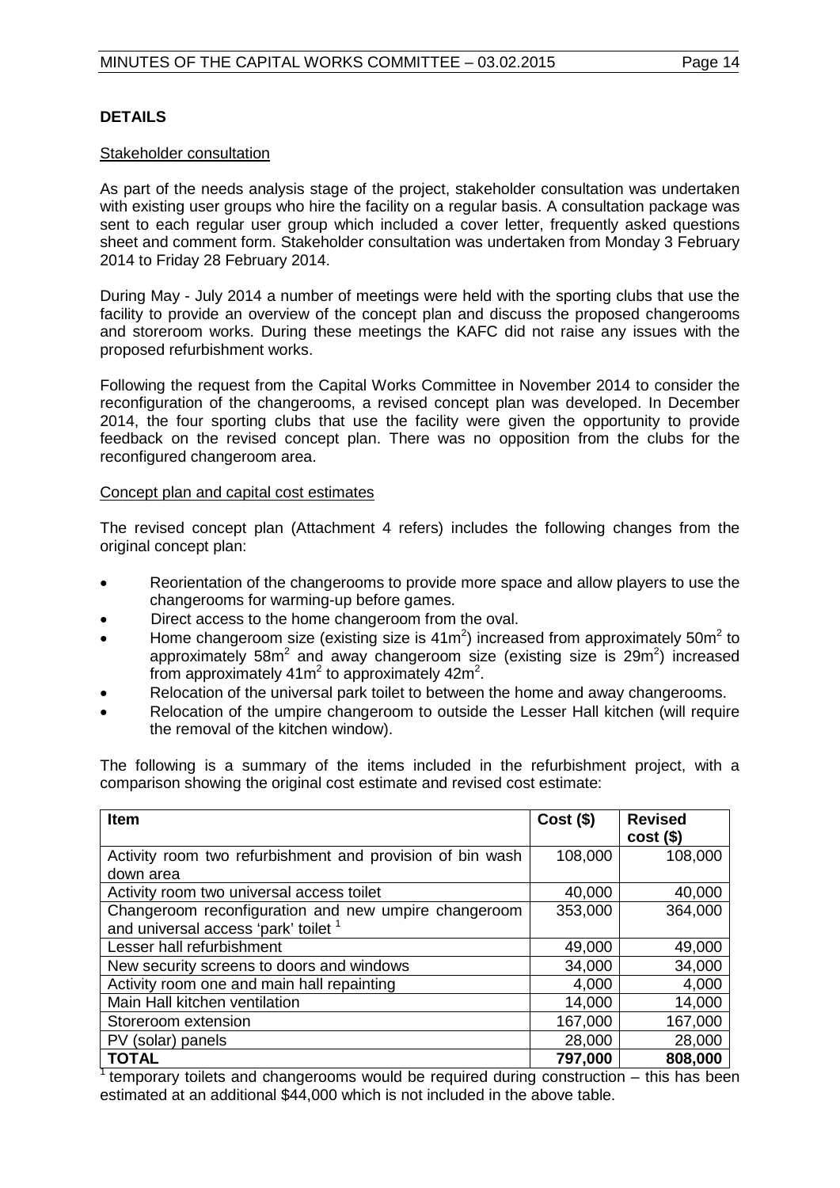**DETAILS**

Stakeholder consultation

As part of the needs analysis stage of the project, stakeholder consultation was undertaken with existing user groups who hire the facility on a regular basis. A consultation package was sent to each regular user group which included a cover letter, frequently asked questions sheet and comment form. Stakeholder consultation was undertaken from Monday 3 February 2014 to Friday 28 February 2014.

During May - July 2014 a number of meetings were held with the sporting clubs that use the facility to provide an overview of the concept plan and discuss the proposed changerooms and storeroom works. During these meetings the KAFC did not raise any issues with the proposed refurbishment works.

Following the request from the Capital Works Committee in November 2014 to consider the reconfiguration of the changerooms, a revised concept plan was developed. In December 2014, the four sporting clubs that use the facility were given the opportunity to provide feedback on the revised concept plan. There was no opposition from the clubs for the reconfigured changeroom area.

Concept plan and capital cost estimates

The revised concept plan (Attachment 4 refers) includes the following changes from the original concept plan:

- Reorientation of the changerooms to provide more space and allow players to use the changerooms for warming-up before games.
- Direct access to the home changeroom from the oval.
- Home changeroom size (existing size is 41m$^2$) increased from approximately 50m$^2$ to approximately 58m$^2$ and away changeroom size (existing size is 29m$^2$) increased from approximately 41m$^2$ to approximately 42m$^2$.
- Relocation of the universal park toilet to between the home and away changerooms.
- Relocation of the umpire changeroom to outside the Lesser Hall kitchen (will require the removal of the kitchen window).

The following is a summary of the items included in the refurbishment project, with a comparison showing the original cost estimate and revised cost estimate:

| Item | Cost ($) | Revised cost ($) |
|---|---|---|
| Activity room two refurbishment and provision of bin wash down area | 108,000 | 108,000 |
| Activity room two universal access toilet | 40,000 | 40,000 |
| Changeroom reconfiguration and new umpire changeroom and universal access 'park' toilet [1] | 353,000 | 364,000 |
| Lesser hall refurbishment | 49,000 | 49,000 |
| New security screens to doors and windows | 34,000 | 34,000 |
| Activity room one and main hall repainting | 4,000 | 4,000 |
| Main Hall kitchen ventilation | 14,000 | 14,000 |
| Storeroom extension | 167,000 | 167,000 |
| PV (solar) panels | 28,000 | 28,000 |
| **TOTAL** | **797,000** | **808,000** |

[1] temporary toilets and changerooms would be required during construction – this has been estimated at an additional $44,000 which is not included in the above table.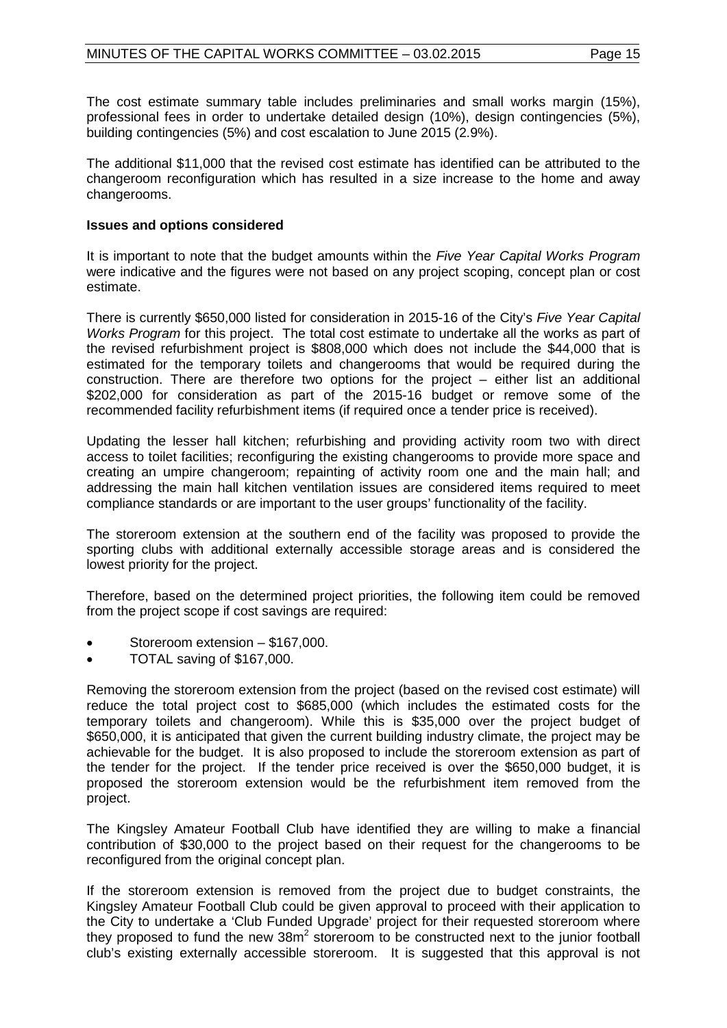The cost estimate summary table includes preliminaries and small works margin (15%), professional fees in order to undertake detailed design (10%), design contingencies (5%), building contingencies (5%) and cost escalation to June 2015 (2.9%).

The additional $11,000 that the revised cost estimate has identified can be attributed to the changeroom reconfiguration which has resulted in a size increase to the home and away changerooms.

**Issues and options considered**

It is important to note that the budget amounts within the *Five Year Capital Works Program* were indicative and the figures were not based on any project scoping, concept plan or cost estimate.

There is currently $650,000 listed for consideration in 2015-16 of the City's *Five Year Capital Works Program* for this project. The total cost estimate to undertake all the works as part of the revised refurbishment project is $808,000 which does not include the $44,000 that is estimated for the temporary toilets and changerooms that would be required during the construction. There are therefore two options for the project – either list an additional $202,000 for consideration as part of the 2015-16 budget or remove some of the recommended facility refurbishment items (if required once a tender price is received).

Updating the lesser hall kitchen; refurbishing and providing activity room two with direct access to toilet facilities; reconfiguring the existing changerooms to provide more space and creating an umpire changeroom; repainting of activity room one and the main hall; and addressing the main hall kitchen ventilation issues are considered items required to meet compliance standards or are important to the user groups' functionality of the facility.

The storeroom extension at the southern end of the facility was proposed to provide the sporting clubs with additional externally accessible storage areas and is considered the lowest priority for the project.

Therefore, based on the determined project priorities, the following item could be removed from the project scope if cost savings are required:

- Storeroom extension – $167,000.
- TOTAL saving of $167,000.

Removing the storeroom extension from the project (based on the revised cost estimate) will reduce the total project cost to $685,000 (which includes the estimated costs for the temporary toilets and changeroom). While this is $35,000 over the project budget of $650,000, it is anticipated that given the current building industry climate, the project may be achievable for the budget. It is also proposed to include the storeroom extension as part of the tender for the project. If the tender price received is over the $650,000 budget, it is proposed the storeroom extension would be the refurbishment item removed from the project.

The Kingsley Amateur Football Club have identified they are willing to make a financial contribution of $30,000 to the project based on their request for the changerooms to be reconfigured from the original concept plan.

If the storeroom extension is removed from the project due to budget constraints, the Kingsley Amateur Football Club could be given approval to proceed with their application to the City to undertake a 'Club Funded Upgrade' project for their requested storeroom where they proposed to fund the new 38m$^2$ storeroom to be constructed next to the junior football club's existing externally accessible storeroom. It is suggested that this approval is not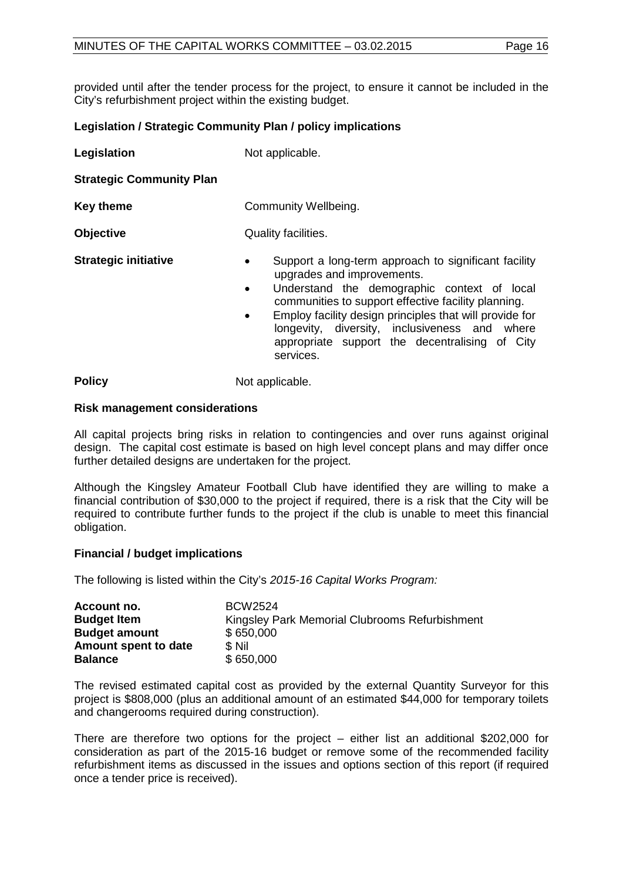provided until after the tender process for the project, to ensure it cannot be included in the City's refurbishment project within the existing budget.

**Legislation / Strategic Community Plan / policy implications**

| | |
|---|---|
| **Legislation** | Not applicable. |
| **Strategic Community Plan** | |
| **Key theme** | Community Wellbeing. |
| **Objective** | Quality facilities. |
| **Strategic initiative** | • Support a long-term approach to significant facility upgrades and improvements.<br>• Understand the demographic context of local communities to support effective facility planning.<br>• Employ facility design principles that will provide for longevity, diversity, inclusiveness and where appropriate support the decentralising of City services. |
| **Policy** | Not applicable. |

**Risk management considerations**

All capital projects bring risks in relation to contingencies and over runs against original design. The capital cost estimate is based on high level concept plans and may differ once further detailed designs are undertaken for the project.

Although the Kingsley Amateur Football Club have identified they are willing to make a financial contribution of $30,000 to the project if required, there is a risk that the City will be required to contribute further funds to the project if the club is unable to meet this financial obligation.

**Financial / budget implications**

The following is listed within the City's *2015-16 Capital Works Program:*

| | |
|---|---|
| **Account no.** | BCW2524 |
| **Budget Item** | Kingsley Park Memorial Clubrooms Refurbishment |
| **Budget amount** | $ 650,000 |
| **Amount spent to date** | $ Nil |
| **Balance** | $ 650,000 |

The revised estimated capital cost as provided by the external Quantity Surveyor for this project is $808,000 (plus an additional amount of an estimated $44,000 for temporary toilets and changerooms required during construction).

There are therefore two options for the project – either list an additional $202,000 for consideration as part of the 2015-16 budget or remove some of the recommended facility refurbishment items as discussed in the issues and options section of this report (if required once a tender price is received).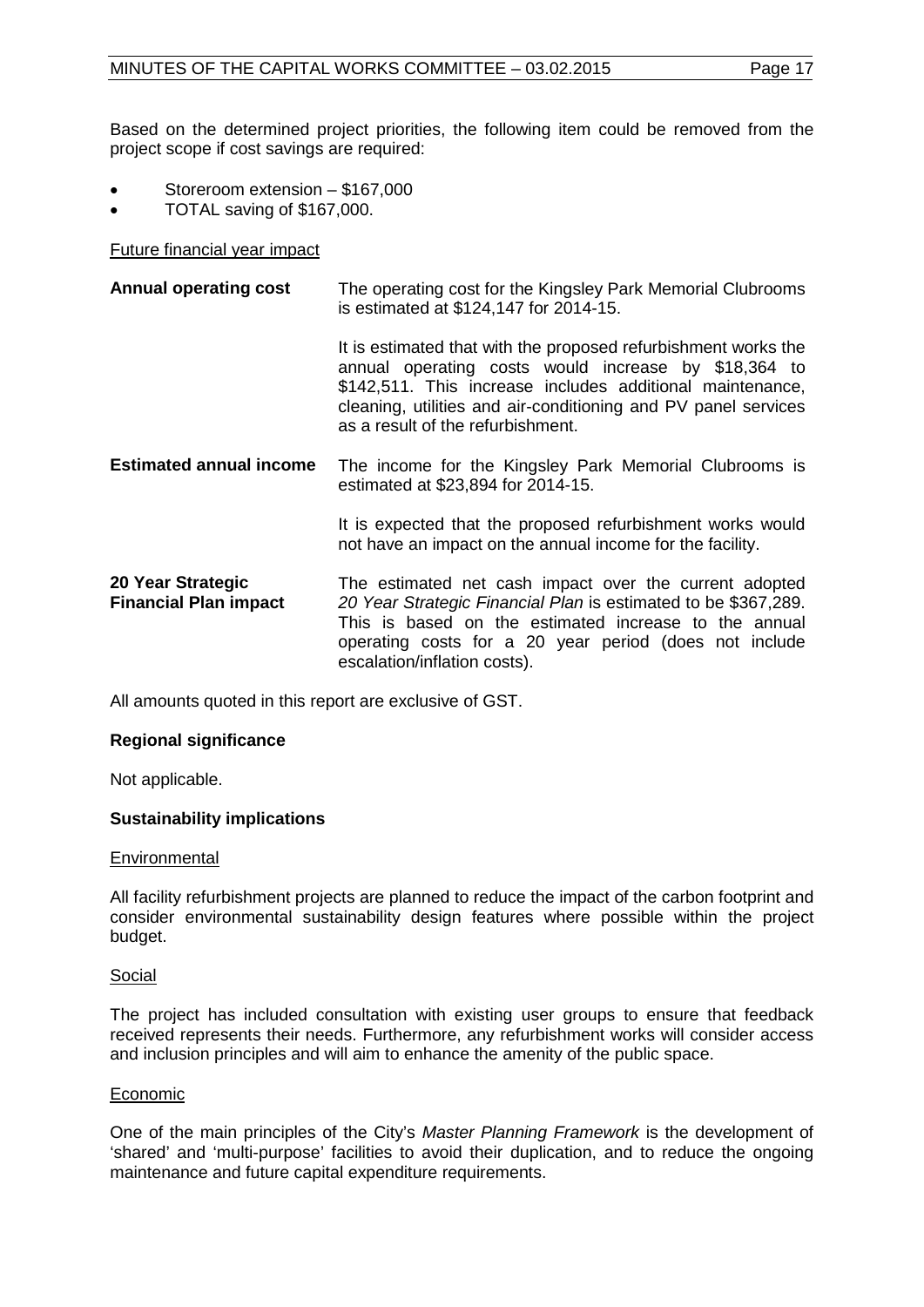Based on the determined project priorities, the following item could be removed from the project scope if cost savings are required:

- Storeroom extension – $167,000
- TOTAL saving of $167,000.

<u>Future financial year impact</u>

| | |
|---|---|
| **Annual operating cost** | The operating cost for the Kingsley Park Memorial Clubrooms is estimated at $124,147 for 2014-15.<br><br>It is estimated that with the proposed refurbishment works the annual operating costs would increase by $18,364 to $142,511. This increase includes additional maintenance, cleaning, utilities and air-conditioning and PV panel services as a result of the refurbishment. |
| **Estimated annual income** | The income for the Kingsley Park Memorial Clubrooms is estimated at $23,894 for 2014-15.<br><br>It is expected that the proposed refurbishment works would not have an impact on the annual income for the facility. |
| **20 Year Strategic Financial Plan impact** | The estimated net cash impact over the current adopted *20 Year Strategic Financial Plan* is estimated to be $367,289. This is based on the estimated increase to the annual operating costs for a 20 year period (does not include escalation/inflation costs). |

All amounts quoted in this report are exclusive of GST.

**Regional significance**

Not applicable.

**Sustainability implications**

<u>Environmental</u>

All facility refurbishment projects are planned to reduce the impact of the carbon footprint and consider environmental sustainability design features where possible within the project budget.

<u>Social</u>

The project has included consultation with existing user groups to ensure that feedback received represents their needs. Furthermore, any refurbishment works will consider access and inclusion principles and will aim to enhance the amenity of the public space.

<u>Economic</u>

One of the main principles of the City's *Master Planning Framework* is the development of 'shared' and 'multi-purpose' facilities to avoid their duplication, and to reduce the ongoing maintenance and future capital expenditure requirements.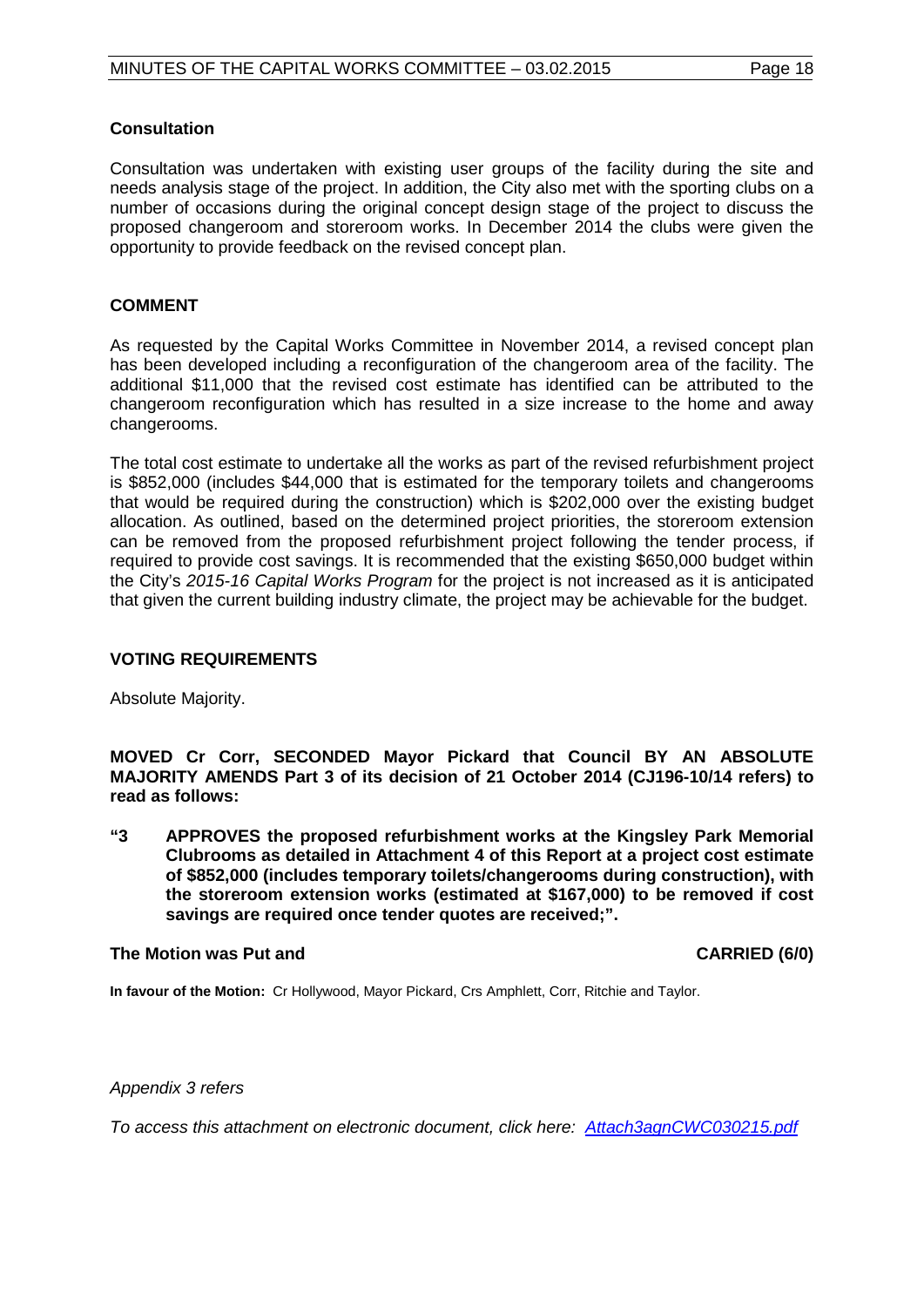**Consultation**

Consultation was undertaken with existing user groups of the facility during the site and needs analysis stage of the project. In addition, the City also met with the sporting clubs on a number of occasions during the original concept design stage of the project to discuss the proposed changeroom and storeroom works. In December 2014 the clubs were given the opportunity to provide feedback on the revised concept plan.

**COMMENT**

As requested by the Capital Works Committee in November 2014, a revised concept plan has been developed including a reconfiguration of the changeroom area of the facility. The additional $11,000 that the revised cost estimate has identified can be attributed to the changeroom reconfiguration which has resulted in a size increase to the home and away changerooms.

The total cost estimate to undertake all the works as part of the revised refurbishment project is $852,000 (includes $44,000 that is estimated for the temporary toilets and changerooms that would be required during the construction) which is $202,000 over the existing budget allocation. As outlined, based on the determined project priorities, the storeroom extension can be removed from the proposed refurbishment project following the tender process, if required to provide cost savings. It is recommended that the existing $650,000 budget within the City's *2015-16 Capital Works Program* for the project is not increased as it is anticipated that given the current building industry climate, the project may be achievable for the budget.

**VOTING REQUIREMENTS**

Absolute Majority.

**MOVED Cr Corr, SECONDED Mayor Pickard that Council BY AN ABSOLUTE MAJORITY AMENDS Part 3 of its decision of 21 October 2014 (CJ196-10/14 refers) to read as follows:**

**"3 APPROVES the proposed refurbishment works at the Kingsley Park Memorial Clubrooms as detailed in Attachment 4 of this Report at a project cost estimate of $852,000 (includes temporary toilets/changerooms during construction), with the storeroom extension works (estimated at $167,000) to be removed if cost savings are required once tender quotes are received;".**

**The Motion was Put and CARRIED (6/0)**

**In favour of the Motion:** Cr Hollywood, Mayor Pickard, Crs Amphlett, Corr, Ritchie and Taylor.

*Appendix 3 refers*

*To access this attachment on electronic document, click here: Attach3agnCWC030215.pdf*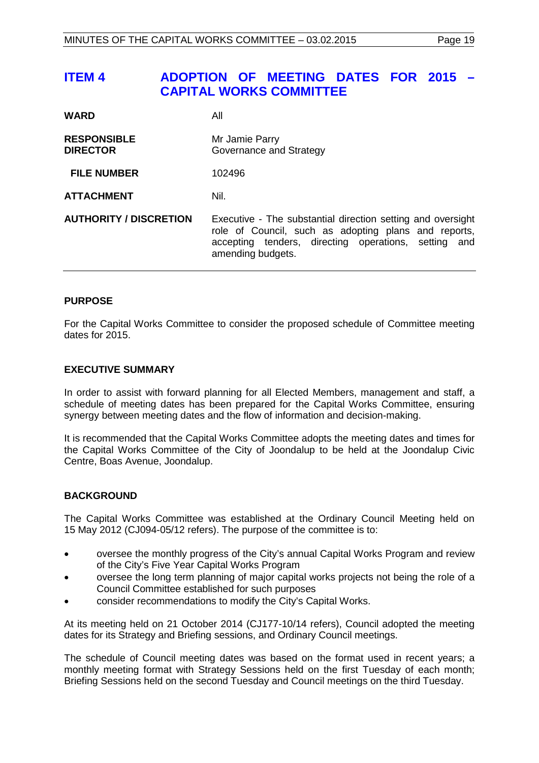## ITEM 4 ADOPTION OF MEETING DATES FOR 2015 – CAPITAL WORKS COMMITTEE

| | |
|---|---|
| **WARD** | All |
| **RESPONSIBLE DIRECTOR** | Mr Jamie Parry<br>Governance and Strategy |
| **FILE NUMBER** | 102496 |
| **ATTACHMENT** | Nil. |
| **AUTHORITY / DISCRETION** | Executive - The substantial direction setting and oversight role of Council, such as adopting plans and reports, accepting tenders, directing operations, setting and amending budgets. |

### PURPOSE

For the Capital Works Committee to consider the proposed schedule of Committee meeting dates for 2015.

### EXECUTIVE SUMMARY

In order to assist with forward planning for all Elected Members, management and staff, a schedule of meeting dates has been prepared for the Capital Works Committee, ensuring synergy between meeting dates and the flow of information and decision-making.

It is recommended that the Capital Works Committee adopts the meeting dates and times for the Capital Works Committee of the City of Joondalup to be held at the Joondalup Civic Centre, Boas Avenue, Joondalup.

### BACKGROUND

The Capital Works Committee was established at the Ordinary Council Meeting held on 15 May 2012 (CJ094-05/12 refers). The purpose of the committee is to:

- oversee the monthly progress of the City's annual Capital Works Program and review of the City's Five Year Capital Works Program
- oversee the long term planning of major capital works projects not being the role of a Council Committee established for such purposes
- consider recommendations to modify the City's Capital Works.

At its meeting held on 21 October 2014 (CJ177-10/14 refers), Council adopted the meeting dates for its Strategy and Briefing sessions, and Ordinary Council meetings.

The schedule of Council meeting dates was based on the format used in recent years; a monthly meeting format with Strategy Sessions held on the first Tuesday of each month; Briefing Sessions held on the second Tuesday and Council meetings on the third Tuesday.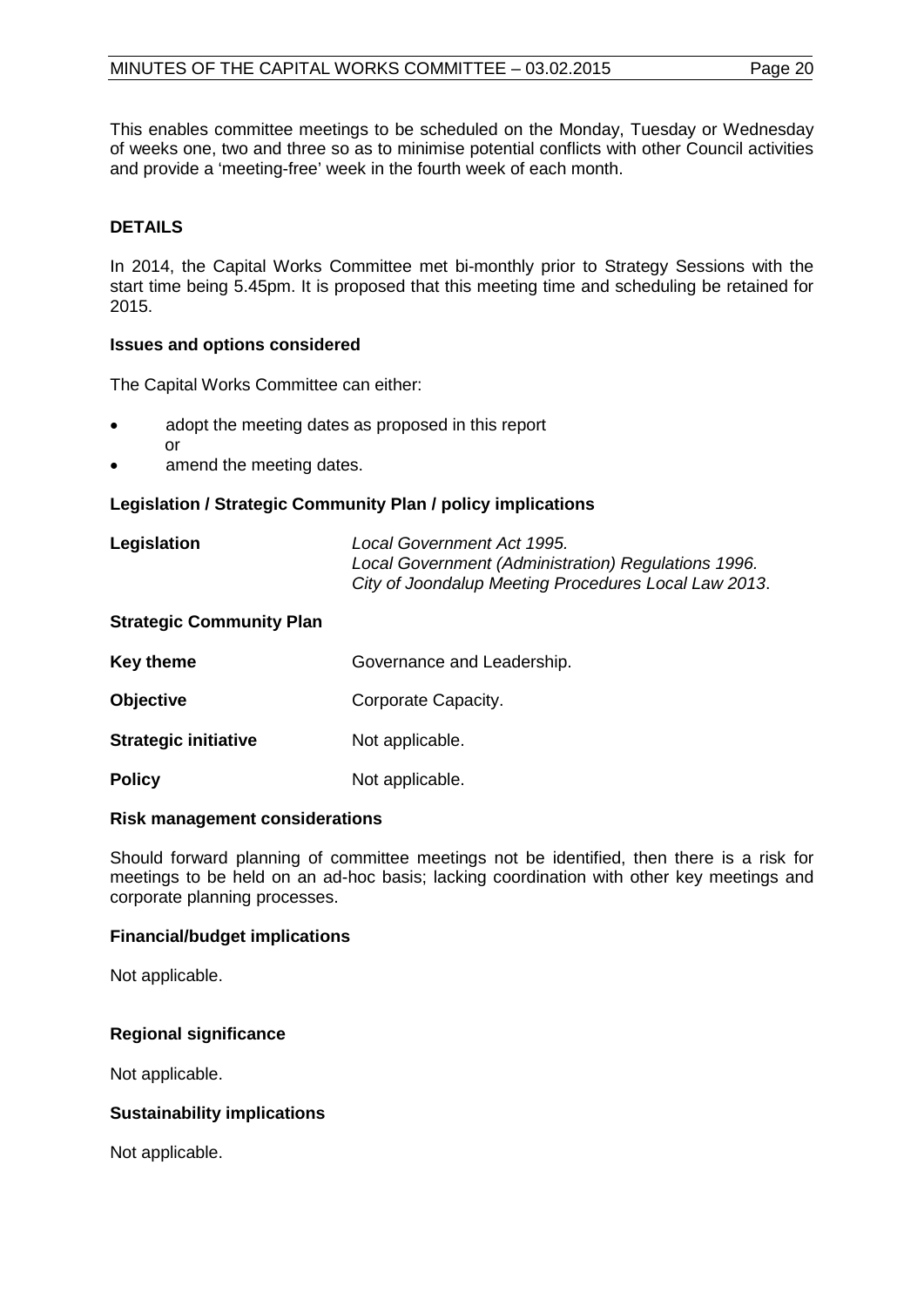This enables committee meetings to be scheduled on the Monday, Tuesday or Wednesday of weeks one, two and three so as to minimise potential conflicts with other Council activities and provide a 'meeting-free' week in the fourth week of each month.

## DETAILS

In 2014, the Capital Works Committee met bi-monthly prior to Strategy Sessions with the start time being 5.45pm. It is proposed that this meeting time and scheduling be retained for 2015.

### Issues and options considered

The Capital Works Committee can either:

- adopt the meeting dates as proposed in this report
  or
- amend the meeting dates.

### Legislation / Strategic Community Plan / policy implications

| | |
|---|---|
| **Legislation** | *Local Government Act 1995.*<br>*Local Government (Administration) Regulations 1996.*<br>*City of Joondalup Meeting Procedures Local Law 2013*. |

**Strategic Community Plan**

| | |
|---|---|
| **Key theme** | Governance and Leadership. |
| **Objective** | Corporate Capacity. |
| **Strategic initiative** | Not applicable. |
| **Policy** | Not applicable. |

### Risk management considerations

Should forward planning of committee meetings not be identified, then there is a risk for meetings to be held on an ad-hoc basis; lacking coordination with other key meetings and corporate planning processes.

### Financial/budget implications

Not applicable.

### Regional significance

Not applicable.

### Sustainability implications

Not applicable.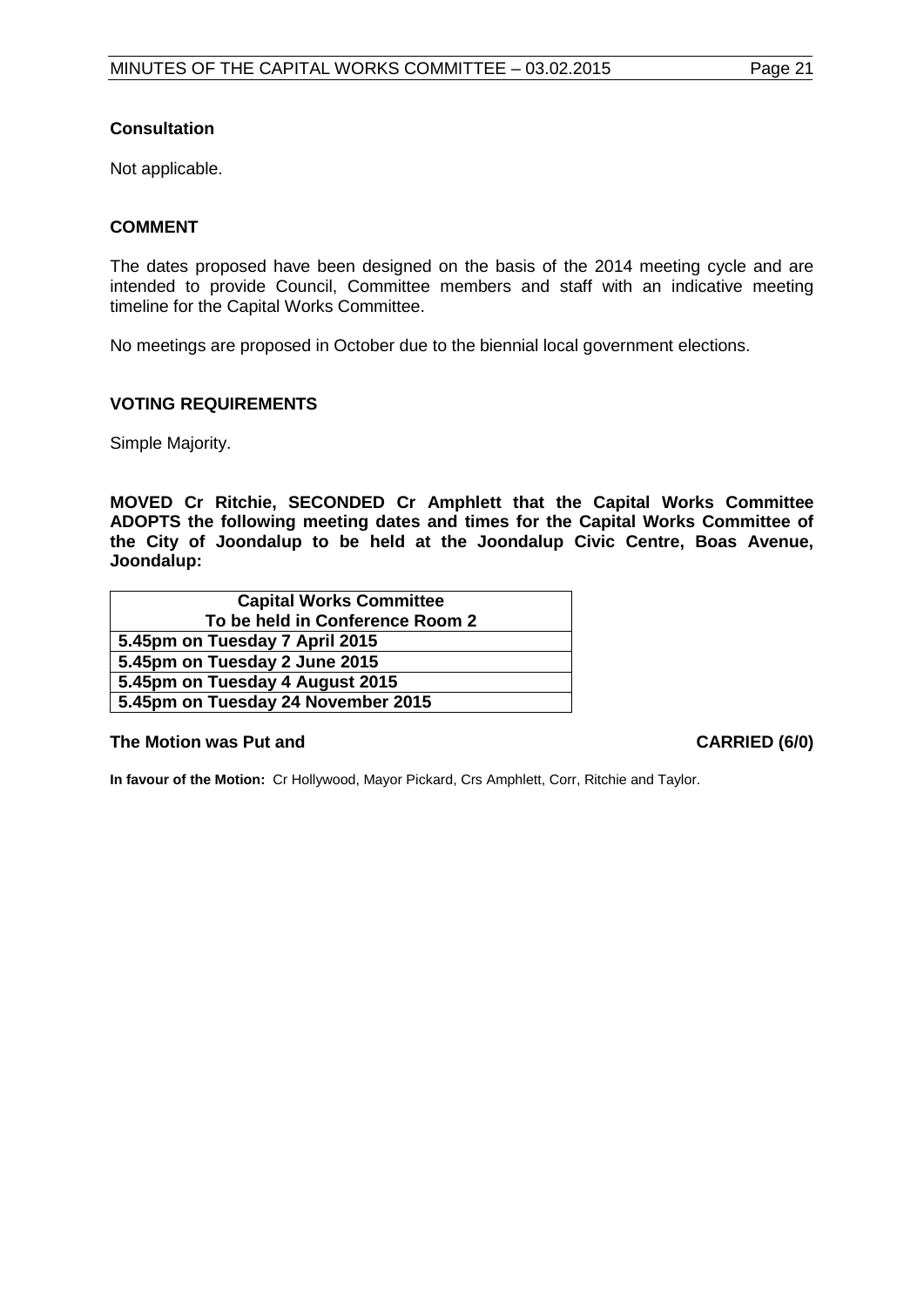**Consultation**

Not applicable.

**COMMENT**

The dates proposed have been designed on the basis of the 2014 meeting cycle and are intended to provide Council, Committee members and staff with an indicative meeting timeline for the Capital Works Committee.

No meetings are proposed in October due to the biennial local government elections.

**VOTING REQUIREMENTS**

Simple Majority.

**MOVED Cr Ritchie, SECONDED Cr Amphlett that the Capital Works Committee ADOPTS the following meeting dates and times for the Capital Works Committee of the City of Joondalup to be held at the Joondalup Civic Centre, Boas Avenue, Joondalup:**

| Capital Works Committee<br>To be held in Conference Room 2 |
|---|
| 5.45pm on Tuesday 7 April 2015 |
| 5.45pm on Tuesday 2 June 2015 |
| 5.45pm on Tuesday 4 August 2015 |
| 5.45pm on Tuesday 24 November 2015 |

**The Motion was Put and CARRIED (6/0)**

**In favour of the Motion:** Cr Hollywood, Mayor Pickard, Crs Amphlett, Corr, Ritchie and Taylor.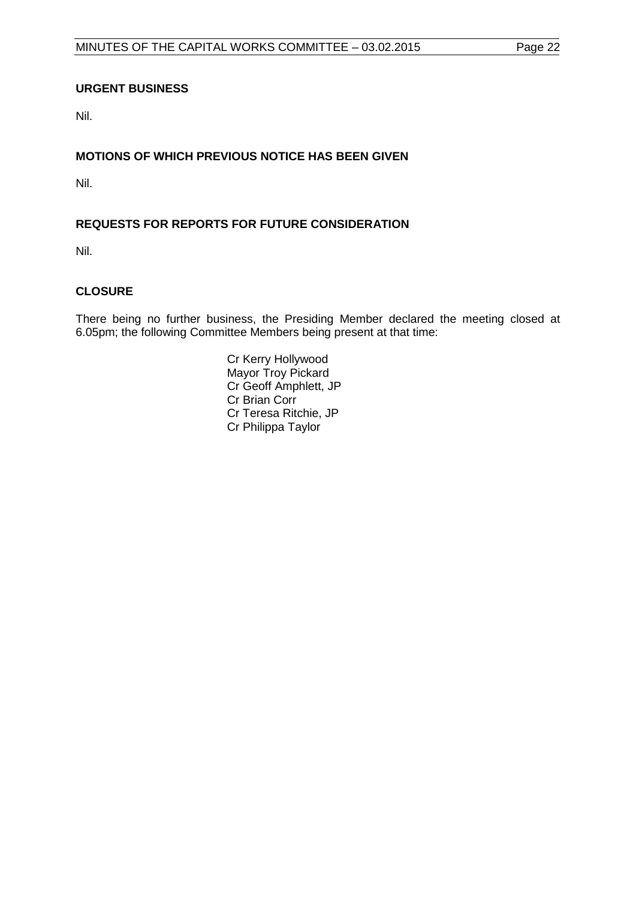## URGENT BUSINESS

Nil.

## MOTIONS OF WHICH PREVIOUS NOTICE HAS BEEN GIVEN

Nil.

## REQUESTS FOR REPORTS FOR FUTURE CONSIDERATION

Nil.

## CLOSURE

There being no further business, the Presiding Member declared the meeting closed at 6.05pm; the following Committee Members being present at that time:

Cr Kerry Hollywood
Mayor Troy Pickard
Cr Geoff Amphlett, JP
Cr Brian Corr
Cr Teresa Ritchie, JP
Cr Philippa Taylor